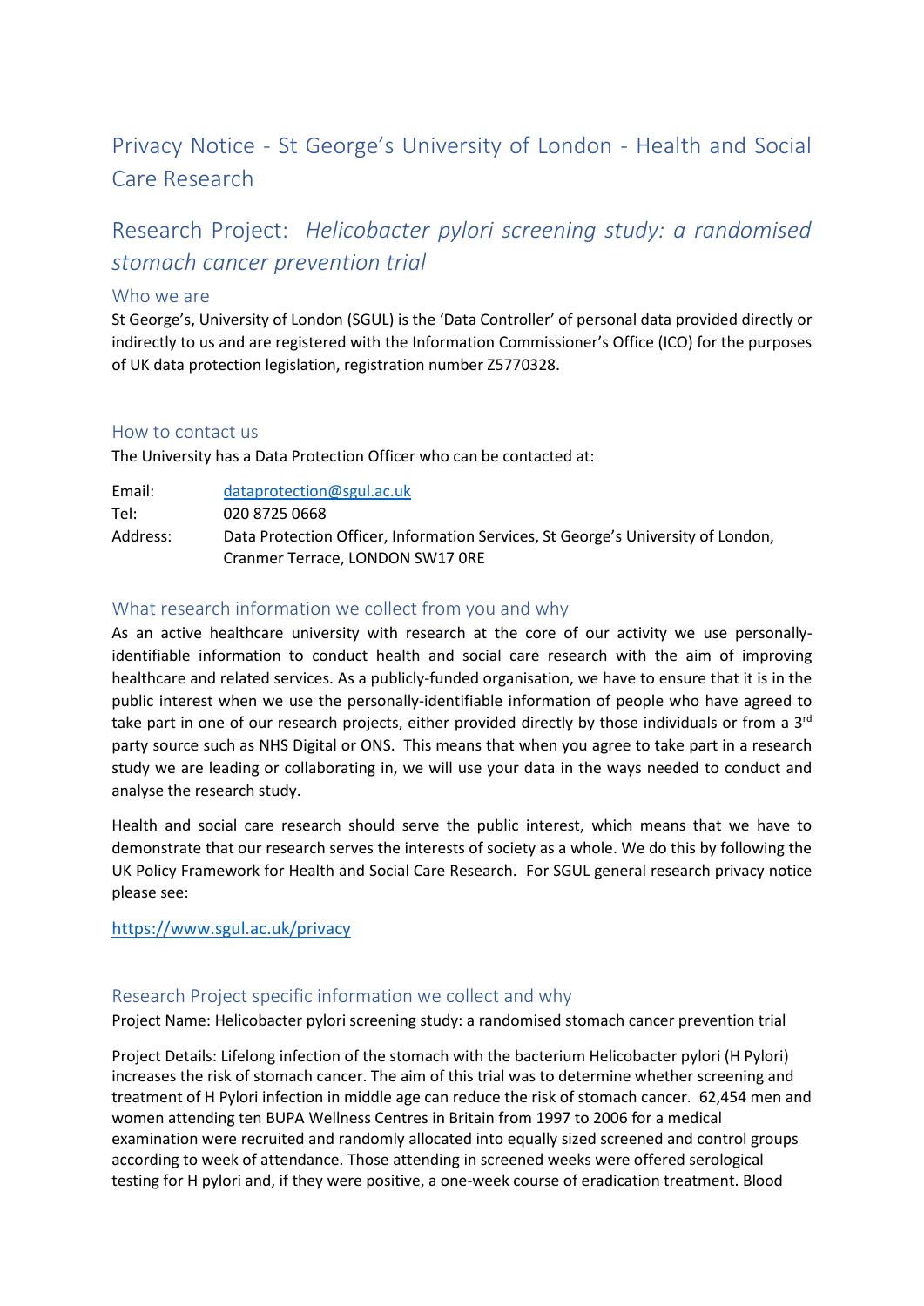# Privacy Notice - St George's University of London - Health and Social Care Research

## Research Project: *Helicobacter pylori screening study: a randomised stomach cancer prevention trial*

### Who we are

St George's, University of London (SGUL) is the 'Data Controller' of personal data provided directly or indirectly to us and are registered with the Information Commissioner's Office (ICO) for the purposes of UK data protection legislation, registration number Z5770328.

### How to contact us

The University has a Data Protection Officer who can be contacted at:

| | |
|---|---|
| Email: | dataprotection@sgul.ac.uk |
| Tel: | 020 8725 0668 |
| Address: | Data Protection Officer, Information Services, St George's University of London, Cranmer Terrace, LONDON SW17 0RE |

### What research information we collect from you and why

As an active healthcare university with research at the core of our activity we use personally-identifiable information to conduct health and social care research with the aim of improving healthcare and related services. As a publicly-funded organisation, we have to ensure that it is in the public interest when we use the personally-identifiable information of people who have agreed to take part in one of our research projects, either provided directly by those individuals or from a 3rd party source such as NHS Digital or ONS. This means that when you agree to take part in a research study we are leading or collaborating in, we will use your data in the ways needed to conduct and analyse the research study.

Health and social care research should serve the public interest, which means that we have to demonstrate that our research serves the interests of society as a whole. We do this by following the UK Policy Framework for Health and Social Care Research. For SGUL general research privacy notice please see:

https://www.sgul.ac.uk/privacy

### Research Project specific information we collect and why

Project Name: Helicobacter pylori screening study: a randomised stomach cancer prevention trial

Project Details: Lifelong infection of the stomach with the bacterium Helicobacter pylori (H Pylori) increases the risk of stomach cancer. The aim of this trial was to determine whether screening and treatment of H Pylori infection in middle age can reduce the risk of stomach cancer. 62,454 men and women attending ten BUPA Wellness Centres in Britain from 1997 to 2006 for a medical examination were recruited and randomly allocated into equally sized screened and control groups according to week of attendance. Those attending in screened weeks were offered serological testing for H pylori and, if they were positive, a one-week course of eradication treatment. Blood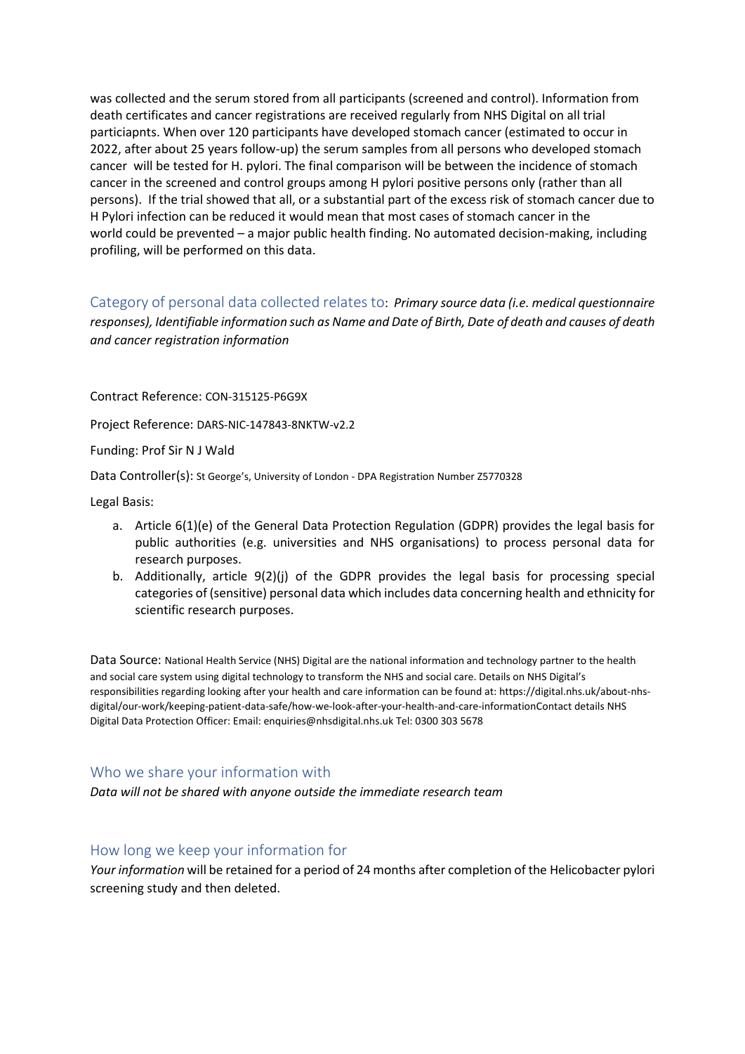was collected and the serum stored from all participants (screened and control). Information from death certificates and cancer registrations are received regularly from NHS Digital on all trial particiapnts. When over 120 participants have developed stomach cancer (estimated to occur in 2022, after about 25 years follow-up) the serum samples from all persons who developed stomach cancer will be tested for H. pylori. The final comparison will be between the incidence of stomach cancer in the screened and control groups among H pylori positive persons only (rather than all persons). If the trial showed that all, or a substantial part of the excess risk of stomach cancer due to H Pylori infection can be reduced it would mean that most cases of stomach cancer in the world could be prevented – a major public health finding. No automated decision-making, including profiling, will be performed on this data.

## Category of personal data collected relates to: *Primary source data (i.e. medical questionnaire responses), Identifiable information such as Name and Date of Birth, Date of death and causes of death and cancer registration information*

Contract Reference: CON-315125-P6G9X

Project Reference: DARS-NIC-147843-8NKTW-v2.2

Funding: Prof Sir N J Wald

Data Controller(s): St George's, University of London - DPA Registration Number Z5770328

Legal Basis:

a. Article 6(1)(e) of the General Data Protection Regulation (GDPR) provides the legal basis for public authorities (e.g. universities and NHS organisations) to process personal data for research purposes.
b. Additionally, article 9(2)(j) of the GDPR provides the legal basis for processing special categories of (sensitive) personal data which includes data concerning health and ethnicity for scientific research purposes.

Data Source: National Health Service (NHS) Digital are the national information and technology partner to the health and social care system using digital technology to transform the NHS and social care. Details on NHS Digital's responsibilities regarding looking after your health and care information can be found at: https://digital.nhs.uk/about-nhs-digital/our-work/keeping-patient-data-safe/how-we-look-after-your-health-and-care-informationContact details NHS Digital Data Protection Officer: Email: enquiries@nhsdigital.nhs.uk Tel: 0300 303 5678

## Who we share your information with

*Data will not be shared with anyone outside the immediate research team*

## How long we keep your information for

*Your information* will be retained for a period of 24 months after completion of the Helicobacter pylori screening study and then deleted.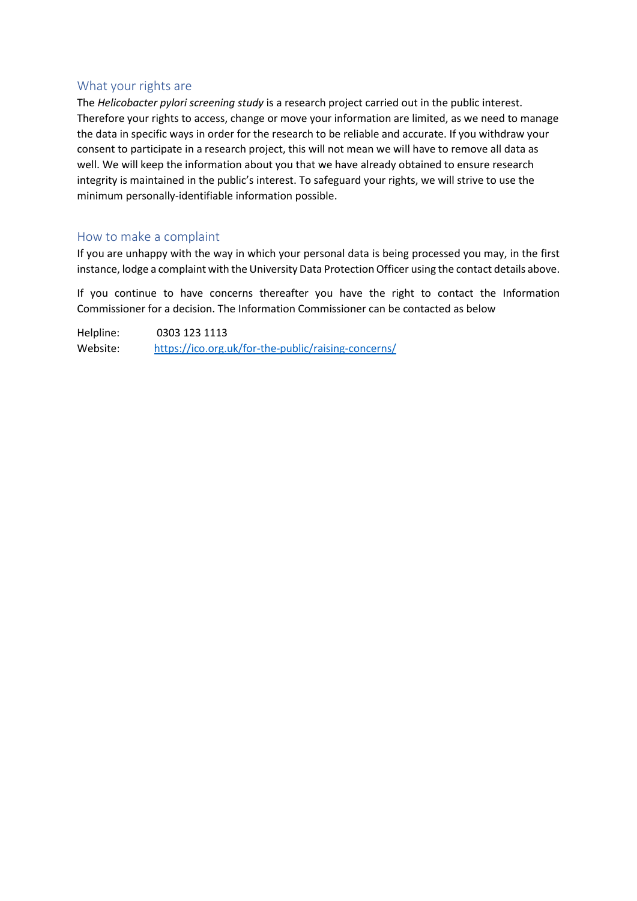## What your rights are

The *Helicobacter pylori screening study* is a research project carried out in the public interest. Therefore your rights to access, change or move your information are limited, as we need to manage the data in specific ways in order for the research to be reliable and accurate. If you withdraw your consent to participate in a research project, this will not mean we will have to remove all data as well. We will keep the information about you that we have already obtained to ensure research integrity is maintained in the public's interest. To safeguard your rights, we will strive to use the minimum personally-identifiable information possible.

## How to make a complaint

If you are unhappy with the way in which your personal data is being processed you may, in the first instance, lodge a complaint with the University Data Protection Officer using the contact details above.

If you continue to have concerns thereafter you have the right to contact the Information Commissioner for a decision. The Information Commissioner can be contacted as below

Helpline: 0303 123 1113
Website: https://ico.org.uk/for-the-public/raising-concerns/